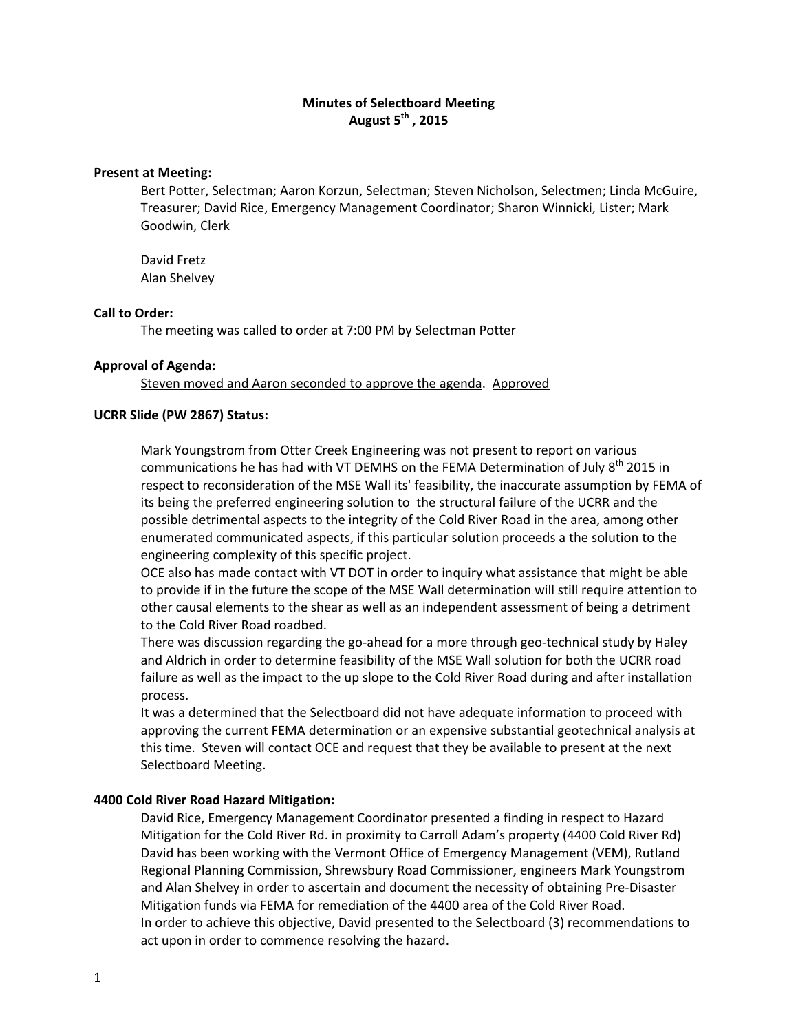**Minutes of Selectboard Meeting**
**August 5th, 2015**

**Present at Meeting:**

Bert Potter, Selectman; Aaron Korzun, Selectman; Steven Nicholson, Selectmen; Linda McGuire, Treasurer; David Rice, Emergency Management Coordinator; Sharon Winnicki, Lister; Mark Goodwin, Clerk

David Fretz
Alan Shelvey

**Call to Order:**

The meeting was called to order at 7:00 PM by Selectman Potter

**Approval of Agenda:**

<u>Steven moved and Aaron seconded to approve the agenda</u>. <u>Approved</u>

**UCRR Slide (PW 2867) Status:**

Mark Youngstrom from Otter Creek Engineering was not present to report on various communications he has had with VT DEMHS on the FEMA Determination of July 8th 2015 in respect to reconsideration of the MSE Wall its' feasibility, the inaccurate assumption by FEMA of its being the preferred engineering solution to the structural failure of the UCRR and the possible detrimental aspects to the integrity of the Cold River Road in the area, among other enumerated communicated aspects, if this particular solution proceeds a the solution to the engineering complexity of this specific project.

OCE also has made contact with VT DOT in order to inquiry what assistance that might be able to provide if in the future the scope of the MSE Wall determination will still require attention to other causal elements to the shear as well as an independent assessment of being a detriment to the Cold River Road roadbed.

There was discussion regarding the go-ahead for a more through geo-technical study by Haley and Aldrich in order to determine feasibility of the MSE Wall solution for both the UCRR road failure as well as the impact to the up slope to the Cold River Road during and after installation process.

It was a determined that the Selectboard did not have adequate information to proceed with approving the current FEMA determination or an expensive substantial geotechnical analysis at this time. Steven will contact OCE and request that they be available to present at the next Selectboard Meeting.

**4400 Cold River Road Hazard Mitigation:**

David Rice, Emergency Management Coordinator presented a finding in respect to Hazard Mitigation for the Cold River Rd. in proximity to Carroll Adam's property (4400 Cold River Rd) David has been working with the Vermont Office of Emergency Management (VEM), Rutland Regional Planning Commission, Shrewsbury Road Commissioner, engineers Mark Youngstrom and Alan Shelvey in order to ascertain and document the necessity of obtaining Pre-Disaster Mitigation funds via FEMA for remediation of the 4400 area of the Cold River Road.

In order to achieve this objective, David presented to the Selectboard (3) recommendations to act upon in order to commence resolving the hazard.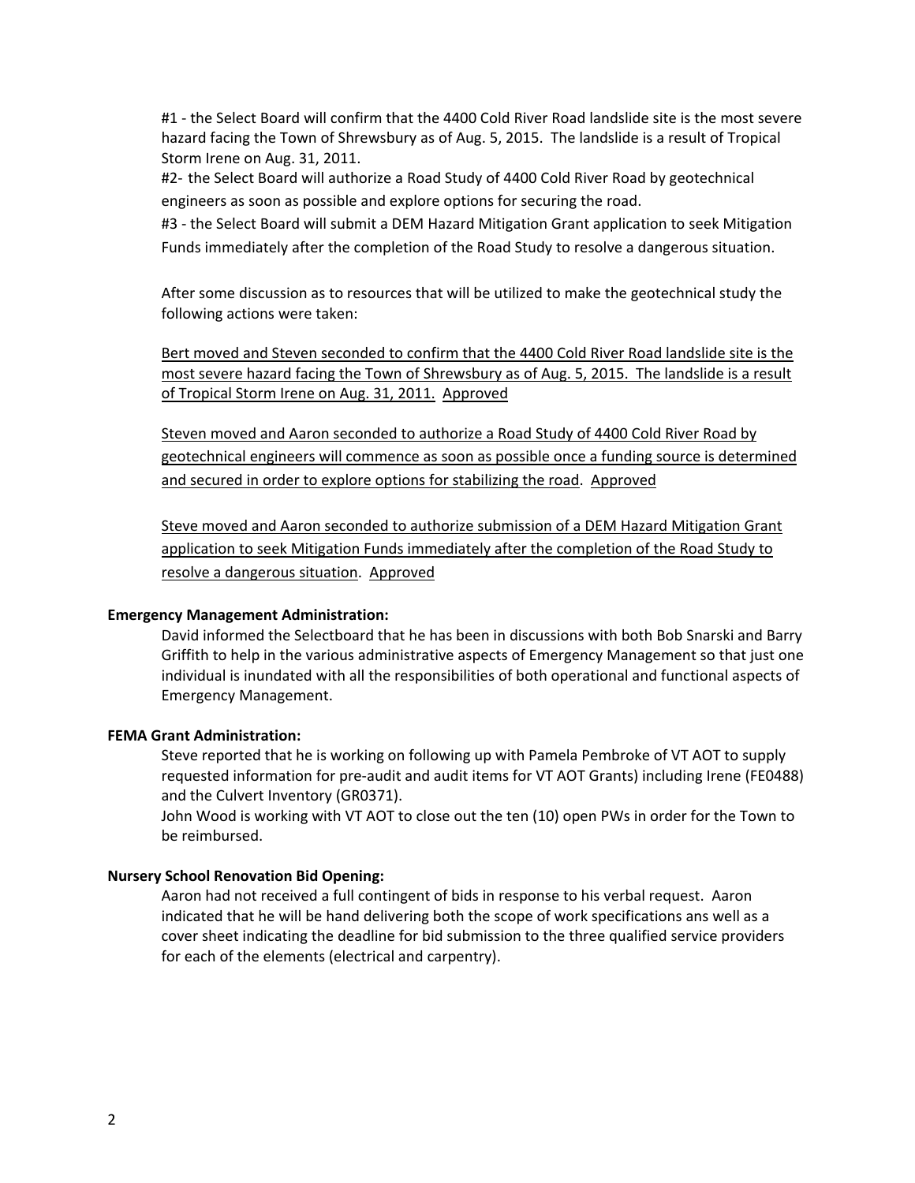#1 - the Select Board will confirm that the 4400 Cold River Road landslide site is the most severe hazard facing the Town of Shrewsbury as of Aug. 5, 2015. The landslide is a result of Tropical Storm Irene on Aug. 31, 2011.

#2- the Select Board will authorize a Road Study of 4400 Cold River Road by geotechnical engineers as soon as possible and explore options for securing the road.

#3 - the Select Board will submit a DEM Hazard Mitigation Grant application to seek Mitigation Funds immediately after the completion of the Road Study to resolve a dangerous situation.

After some discussion as to resources that will be utilized to make the geotechnical study the following actions were taken:

<u>Bert moved and Steven seconded to confirm that the 4400 Cold River Road landslide site is the most severe hazard facing the Town of Shrewsbury as of Aug. 5, 2015. The landslide is a result of Tropical Storm Irene on Aug. 31, 2011.</u> <u>Approved</u>

<u>Steven moved and Aaron seconded to authorize a Road Study of 4400 Cold River Road by geotechnical engineers will commence as soon as possible once a funding source is determined and secured in order to explore options for stabilizing the road</u>. <u>Approved</u>

<u>Steve moved and Aaron seconded to authorize submission of a DEM Hazard Mitigation Grant application to seek Mitigation Funds immediately after the completion of the Road Study to resolve a dangerous situation</u>. <u>Approved</u>

**Emergency Management Administration:**

David informed the Selectboard that he has been in discussions with both Bob Snarski and Barry Griffith to help in the various administrative aspects of Emergency Management so that just one individual is inundated with all the responsibilities of both operational and functional aspects of Emergency Management.

**FEMA Grant Administration:**

Steve reported that he is working on following up with Pamela Pembroke of VT AOT to supply requested information for pre-audit and audit items for VT AOT Grants) including Irene (FE0488) and the Culvert Inventory (GR0371).

John Wood is working with VT AOT to close out the ten (10) open PWs in order for the Town to be reimbursed.

**Nursery School Renovation Bid Opening:**

Aaron had not received a full contingent of bids in response to his verbal request. Aaron indicated that he will be hand delivering both the scope of work specifications ans well as a cover sheet indicating the deadline for bid submission to the three qualified service providers for each of the elements (electrical and carpentry).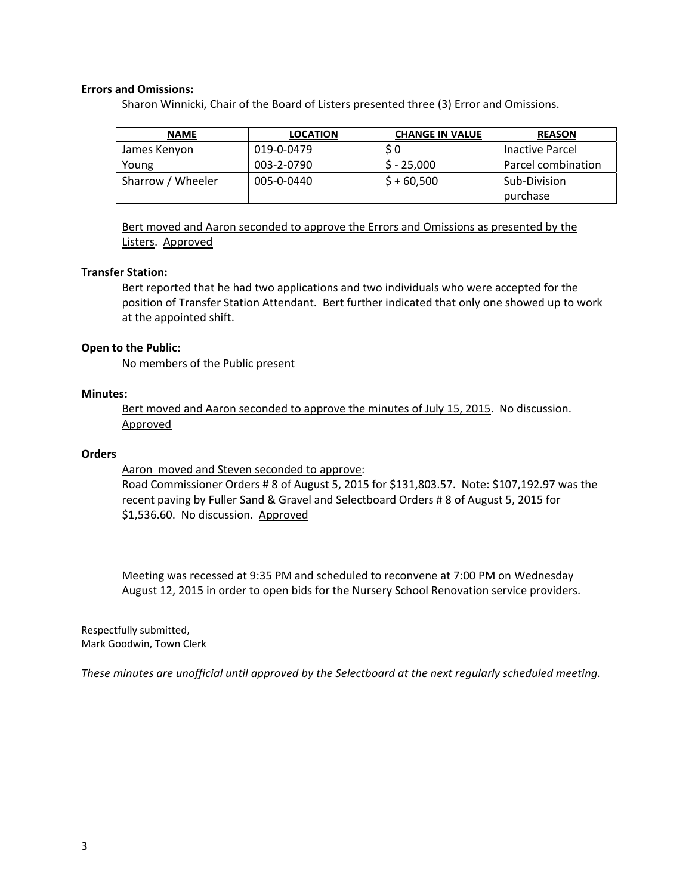**Errors and Omissions:**

Sharon Winnicki, Chair of the Board of Listers presented three (3) Error and Omissions.

| NAME | LOCATION | CHANGE IN VALUE | REASON |
|---|---|---|---|
| James Kenyon | 019-0-0479 | $ 0 | Inactive Parcel |
| Young | 003-2-0790 | $ - 25,000 | Parcel combination |
| Sharrow / Wheeler | 005-0-0440 | $ + 60,500 | Sub-Division purchase |

<u>Bert moved and Aaron seconded to approve the Errors and Omissions as presented by the Listers</u>. <u>Approved</u>

**Transfer Station:**

Bert reported that he had two applications and two individuals who were accepted for the position of Transfer Station Attendant. Bert further indicated that only one showed up to work at the appointed shift.

**Open to the Public:**

No members of the Public present

**Minutes:**

<u>Bert moved and Aaron seconded to approve the minutes of July 15, 2015</u>. No discussion. <u>Approved</u>

**Orders**

<u>Aaron moved and Steven seconded to approve</u>:
Road Commissioner Orders # 8 of August 5, 2015 for $131,803.57. Note: $107,192.97 was the recent paving by Fuller Sand & Gravel and Selectboard Orders # 8 of August 5, 2015 for $1,536.60. No discussion. <u>Approved</u>

Meeting was recessed at 9:35 PM and scheduled to reconvene at 7:00 PM on Wednesday August 12, 2015 in order to open bids for the Nursery School Renovation service providers.

Respectfully submitted,
Mark Goodwin, Town Clerk

*These minutes are unofficial until approved by the Selectboard at the next regularly scheduled meeting.*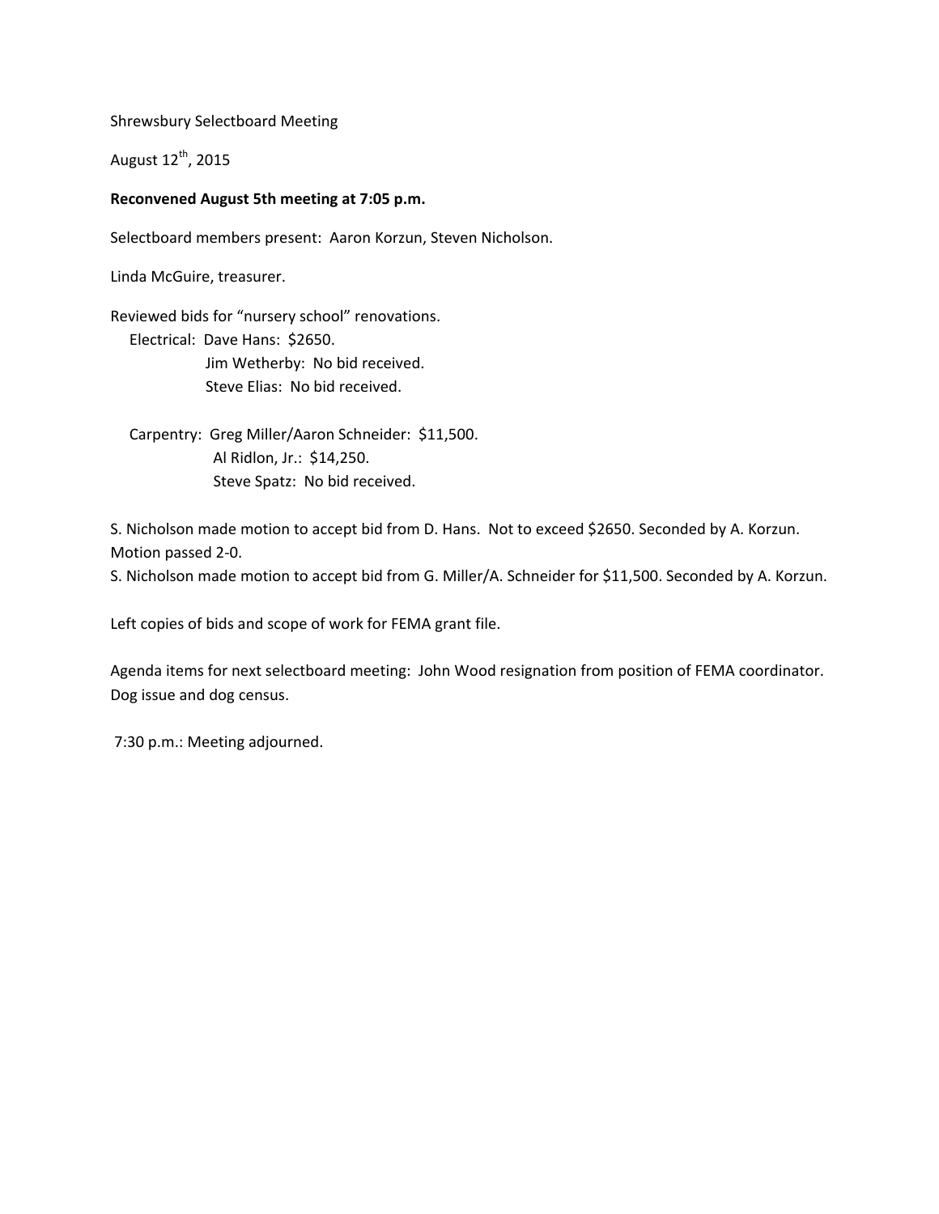Shrewsbury Selectboard Meeting

August 12th, 2015

**Reconvened August 5th meeting at 7:05 p.m.**

Selectboard members present: Aaron Korzun, Steven Nicholson.

Linda McGuire, treasurer.

Reviewed bids for "nursery school" renovations.

Electrical: Dave Hans: $2650.
Jim Wetherby: No bid received.
Steve Elias: No bid received.

Carpentry: Greg Miller/Aaron Schneider: $11,500.
Al Ridlon, Jr.: $14,250.
Steve Spatz: No bid received.

S. Nicholson made motion to accept bid from D. Hans. Not to exceed $2650. Seconded by A. Korzun. Motion passed 2-0.
S. Nicholson made motion to accept bid from G. Miller/A. Schneider for $11,500. Seconded by A. Korzun.

Left copies of bids and scope of work for FEMA grant file.

Agenda items for next selectboard meeting: John Wood resignation from position of FEMA coordinator. Dog issue and dog census.

7:30 p.m.: Meeting adjourned.